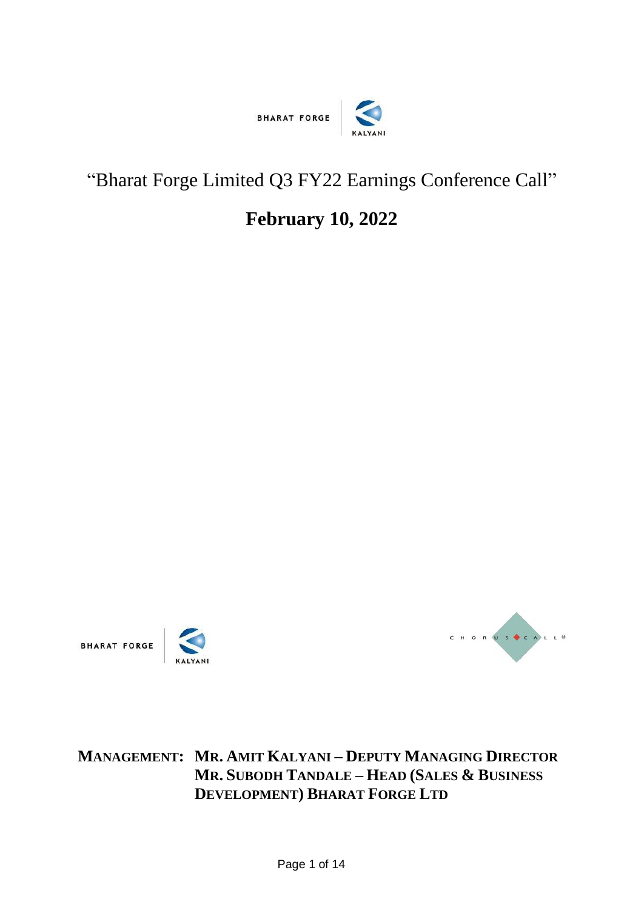# "Bharat Forge Limited Q3 FY22 Earnings Conference Call"

## February 10, 2022

**MANAGEMENT: MR. AMIT KALYANI – DEPUTY MANAGING DIRECTOR**
**MR. SUBODH TANDALE – HEAD (SALES & BUSINESS DEVELOPMENT) BHARAT FORGE LTD**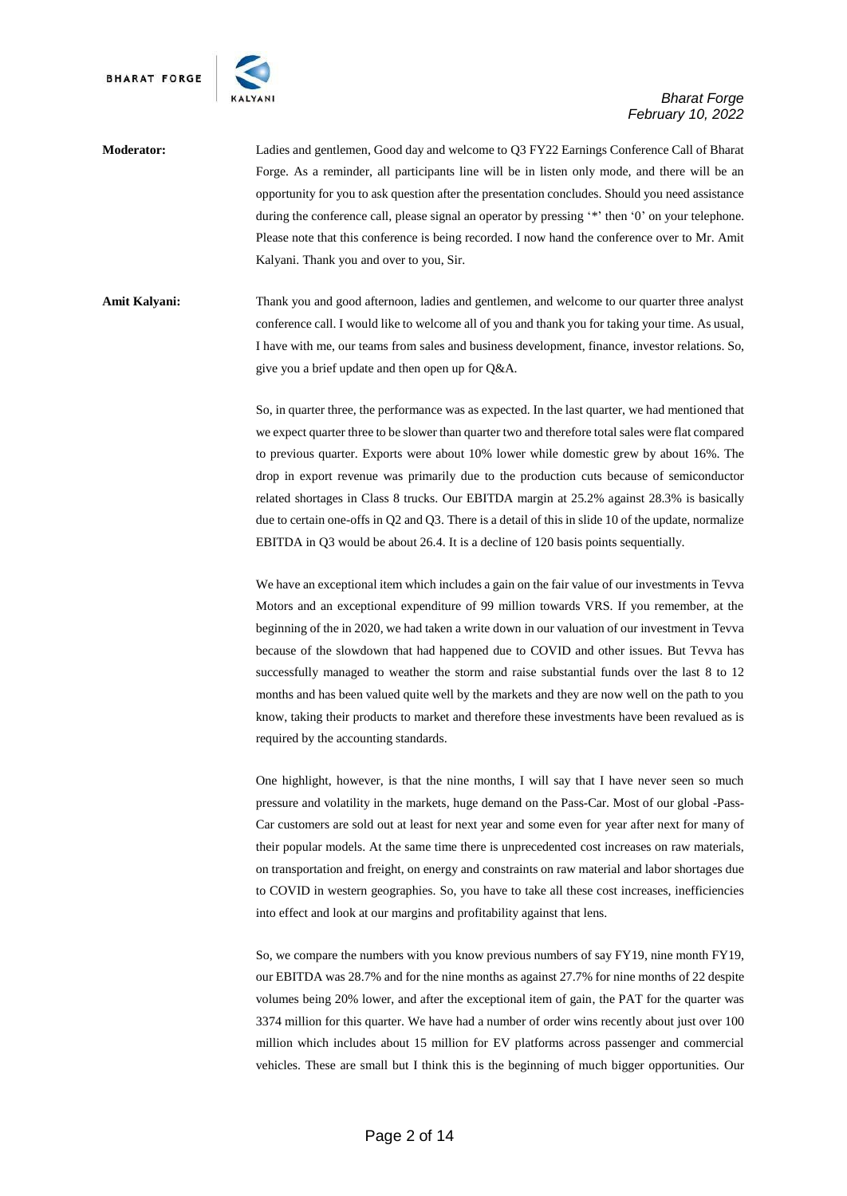**Moderator:** Ladies and gentlemen, Good day and welcome to Q3 FY22 Earnings Conference Call of Bharat Forge. As a reminder, all participants line will be in listen only mode, and there will be an opportunity for you to ask question after the presentation concludes. Should you need assistance during the conference call, please signal an operator by pressing '*' then '0' on your telephone. Please note that this conference is being recorded. I now hand the conference over to Mr. Amit Kalyani. Thank you and over to you, Sir.

**Amit Kalyani:** Thank you and good afternoon, ladies and gentlemen, and welcome to our quarter three analyst conference call. I would like to welcome all of you and thank you for taking your time. As usual, I have with me, our teams from sales and business development, finance, investor relations. So, give you a brief update and then open up for Q&A.

So, in quarter three, the performance was as expected. In the last quarter, we had mentioned that we expect quarter three to be slower than quarter two and therefore total sales were flat compared to previous quarter. Exports were about 10% lower while domestic grew by about 16%. The drop in export revenue was primarily due to the production cuts because of semiconductor related shortages in Class 8 trucks. Our EBITDA margin at 25.2% against 28.3% is basically due to certain one-offs in Q2 and Q3. There is a detail of this in slide 10 of the update, normalize EBITDA in Q3 would be about 26.4. It is a decline of 120 basis points sequentially.

We have an exceptional item which includes a gain on the fair value of our investments in Tevva Motors and an exceptional expenditure of 99 million towards VRS. If you remember, at the beginning of the in 2020, we had taken a write down in our valuation of our investment in Tevva because of the slowdown that had happened due to COVID and other issues. But Tevva has successfully managed to weather the storm and raise substantial funds over the last 8 to 12 months and has been valued quite well by the markets and they are now well on the path to you know, taking their products to market and therefore these investments have been revalued as is required by the accounting standards.

One highlight, however, is that the nine months, I will say that I have never seen so much pressure and volatility in the markets, huge demand on the Pass-Car. Most of our global -Pass-Car customers are sold out at least for next year and some even for year after next for many of their popular models. At the same time there is unprecedented cost increases on raw materials, on transportation and freight, on energy and constraints on raw material and labor shortages due to COVID in western geographies. So, you have to take all these cost increases, inefficiencies into effect and look at our margins and profitability against that lens.

So, we compare the numbers with you know previous numbers of say FY19, nine month FY19, our EBITDA was 28.7% and for the nine months as against 27.7% for nine months of 22 despite volumes being 20% lower, and after the exceptional item of gain, the PAT for the quarter was 3374 million for this quarter. We have had a number of order wins recently about just over 100 million which includes about 15 million for EV platforms across passenger and commercial vehicles. These are small but I think this is the beginning of much bigger opportunities. Our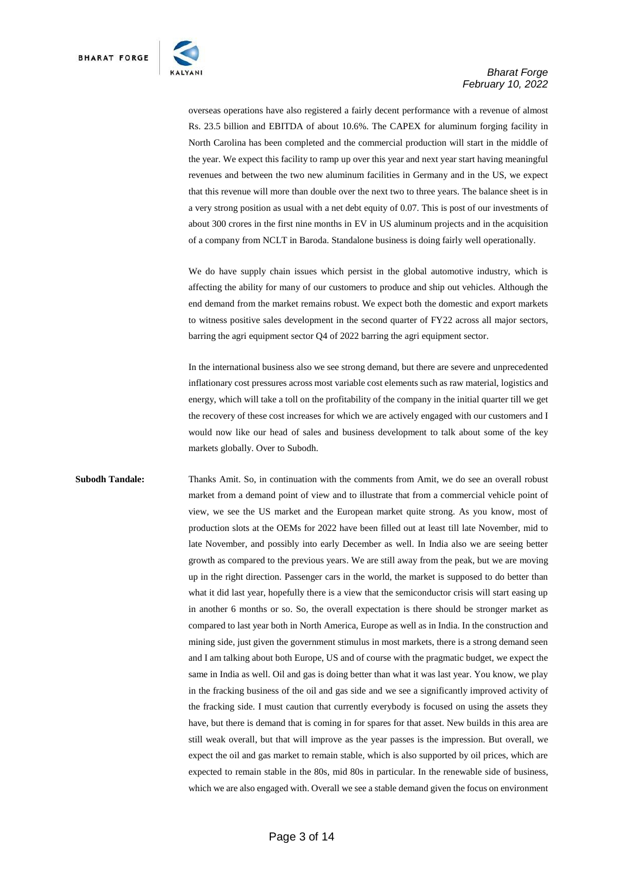overseas operations have also registered a fairly decent performance with a revenue of almost Rs. 23.5 billion and EBITDA of about 10.6%. The CAPEX for aluminum forging facility in North Carolina has been completed and the commercial production will start in the middle of the year. We expect this facility to ramp up over this year and next year start having meaningful revenues and between the two new aluminum facilities in Germany and in the US, we expect that this revenue will more than double over the next two to three years. The balance sheet is in a very strong position as usual with a net debt equity of 0.07. This is post of our investments of about 300 crores in the first nine months in EV in US aluminum projects and in the acquisition of a company from NCLT in Baroda. Standalone business is doing fairly well operationally.

We do have supply chain issues which persist in the global automotive industry, which is affecting the ability for many of our customers to produce and ship out vehicles. Although the end demand from the market remains robust. We expect both the domestic and export markets to witness positive sales development in the second quarter of FY22 across all major sectors, barring the agri equipment sector Q4 of 2022 barring the agri equipment sector.

In the international business also we see strong demand, but there are severe and unprecedented inflationary cost pressures across most variable cost elements such as raw material, logistics and energy, which will take a toll on the profitability of the company in the initial quarter till we get the recovery of these cost increases for which we are actively engaged with our customers and I would now like our head of sales and business development to talk about some of the key markets globally. Over to Subodh.

**Subodh Tandale:** Thanks Amit. So, in continuation with the comments from Amit, we do see an overall robust market from a demand point of view and to illustrate that from a commercial vehicle point of view, we see the US market and the European market quite strong. As you know, most of production slots at the OEMs for 2022 have been filled out at least till late November, mid to late November, and possibly into early December as well. In India also we are seeing better growth as compared to the previous years. We are still away from the peak, but we are moving up in the right direction. Passenger cars in the world, the market is supposed to do better than what it did last year, hopefully there is a view that the semiconductor crisis will start easing up in another 6 months or so. So, the overall expectation is there should be stronger market as compared to last year both in North America, Europe as well as in India. In the construction and mining side, just given the government stimulus in most markets, there is a strong demand seen and I am talking about both Europe, US and of course with the pragmatic budget, we expect the same in India as well. Oil and gas is doing better than what it was last year. You know, we play in the fracking business of the oil and gas side and we see a significantly improved activity of the fracking side. I must caution that currently everybody is focused on using the assets they have, but there is demand that is coming in for spares for that asset. New builds in this area are still weak overall, but that will improve as the year passes is the impression. But overall, we expect the oil and gas market to remain stable, which is also supported by oil prices, which are expected to remain stable in the 80s, mid 80s in particular. In the renewable side of business, which we are also engaged with. Overall we see a stable demand given the focus on environment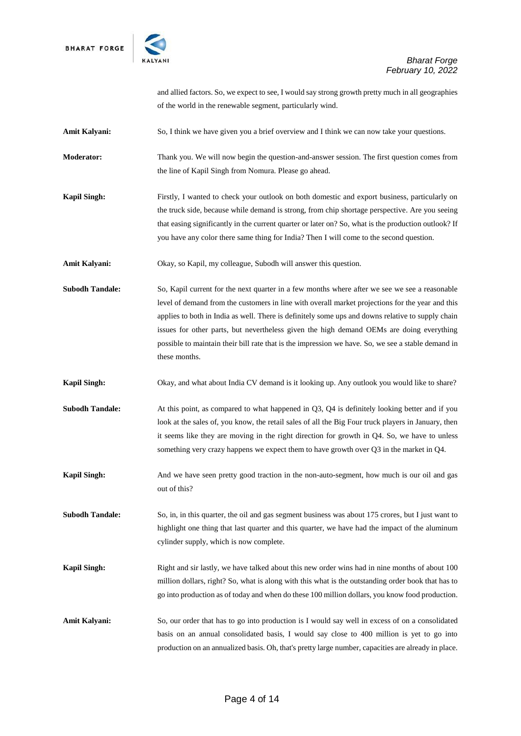and allied factors. So, we expect to see, I would say strong growth pretty much in all geographies of the world in the renewable segment, particularly wind.

**Amit Kalyani:** So, I think we have given you a brief overview and I think we can now take your questions.

**Moderator:** Thank you. We will now begin the question-and-answer session. The first question comes from the line of Kapil Singh from Nomura. Please go ahead.

**Kapil Singh:** Firstly, I wanted to check your outlook on both domestic and export business, particularly on the truck side, because while demand is strong, from chip shortage perspective. Are you seeing that easing significantly in the current quarter or later on? So, what is the production outlook? If you have any color there same thing for India? Then I will come to the second question.

**Amit Kalyani:** Okay, so Kapil, my colleague, Subodh will answer this question.

**Subodh Tandale:** So, Kapil current for the next quarter in a few months where after we see we see a reasonable level of demand from the customers in line with overall market projections for the year and this applies to both in India as well. There is definitely some ups and downs relative to supply chain issues for other parts, but nevertheless given the high demand OEMs are doing everything possible to maintain their bill rate that is the impression we have. So, we see a stable demand in these months.

**Kapil Singh:** Okay, and what about India CV demand is it looking up. Any outlook you would like to share?

**Subodh Tandale:** At this point, as compared to what happened in Q3, Q4 is definitely looking better and if you look at the sales of, you know, the retail sales of all the Big Four truck players in January, then it seems like they are moving in the right direction for growth in Q4. So, we have to unless something very crazy happens we expect them to have growth over Q3 in the market in Q4.

**Kapil Singh:** And we have seen pretty good traction in the non-auto-segment, how much is our oil and gas out of this?

**Subodh Tandale:** So, in, in this quarter, the oil and gas segment business was about 175 crores, but I just want to highlight one thing that last quarter and this quarter, we have had the impact of the aluminum cylinder supply, which is now complete.

**Kapil Singh:** Right and sir lastly, we have talked about this new order wins had in nine months of about 100 million dollars, right? So, what is along with this what is the outstanding order book that has to go into production as of today and when do these 100 million dollars, you know food production.

**Amit Kalyani:** So, our order that has to go into production is I would say well in excess of on a consolidated basis on an annual consolidated basis, I would say close to 400 million is yet to go into production on an annualized basis. Oh, that's pretty large number, capacities are already in place.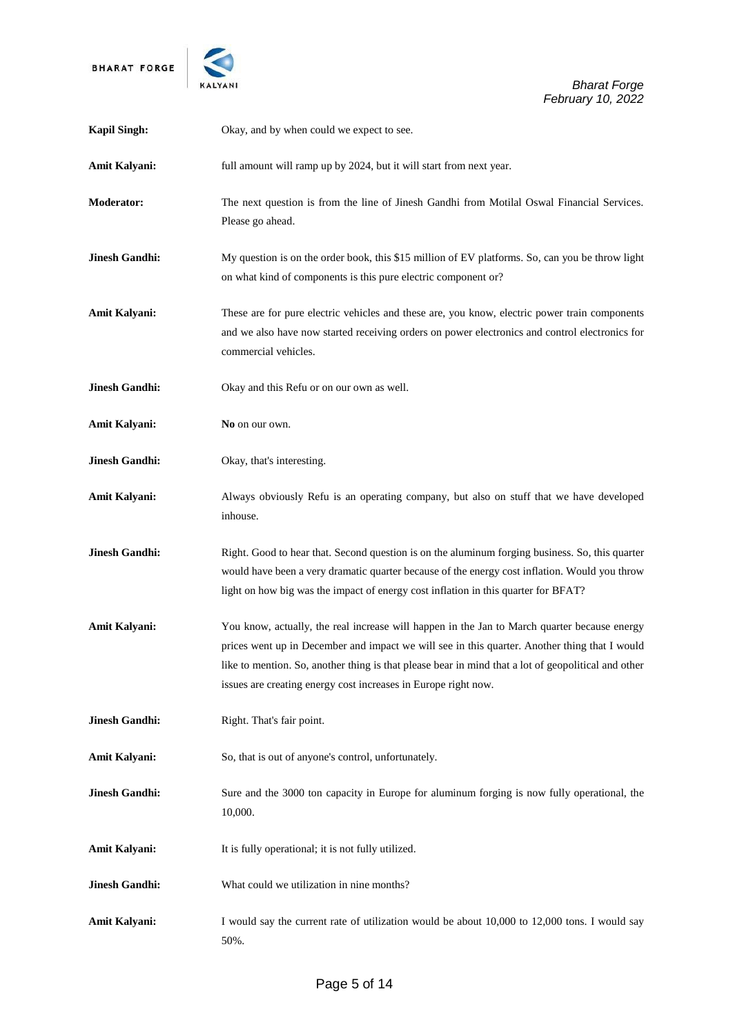**Kapil Singh:** Okay, and by when could we expect to see.

**Amit Kalyani:** full amount will ramp up by 2024, but it will start from next year.

**Moderator:** The next question is from the line of Jinesh Gandhi from Motilal Oswal Financial Services. Please go ahead.

**Jinesh Gandhi:** My question is on the order book, this $15 million of EV platforms. So, can you be throw light on what kind of components is this pure electric component or?

**Amit Kalyani:** These are for pure electric vehicles and these are, you know, electric power train components and we also have now started receiving orders on power electronics and control electronics for commercial vehicles.

**Jinesh Gandhi:** Okay and this Refu or on our own as well.

**Amit Kalyani:** **No** on our own.

**Jinesh Gandhi:** Okay, that's interesting.

**Amit Kalyani:** Always obviously Refu is an operating company, but also on stuff that we have developed inhouse.

**Jinesh Gandhi:** Right. Good to hear that. Second question is on the aluminum forging business. So, this quarter would have been a very dramatic quarter because of the energy cost inflation. Would you throw light on how big was the impact of energy cost inflation in this quarter for BFAT?

**Amit Kalyani:** You know, actually, the real increase will happen in the Jan to March quarter because energy prices went up in December and impact we will see in this quarter. Another thing that I would like to mention. So, another thing is that please bear in mind that a lot of geopolitical and other issues are creating energy cost increases in Europe right now.

**Jinesh Gandhi:** Right. That's fair point.

**Amit Kalyani:** So, that is out of anyone's control, unfortunately.

**Jinesh Gandhi:** Sure and the 3000 ton capacity in Europe for aluminum forging is now fully operational, the 10,000.

**Amit Kalyani:** It is fully operational; it is not fully utilized.

**Jinesh Gandhi:** What could we utilization in nine months?

**Amit Kalyani:** I would say the current rate of utilization would be about 10,000 to 12,000 tons. I would say 50%.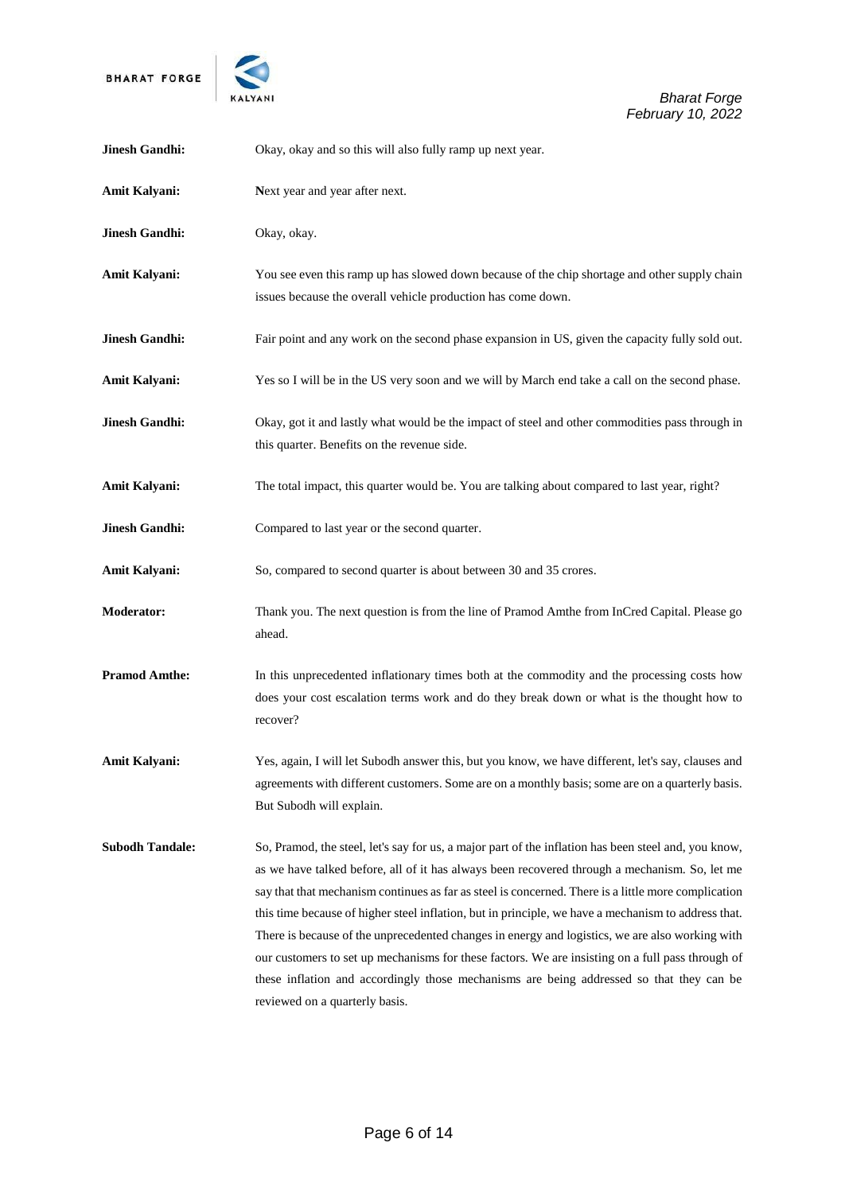**Jinesh Gandhi:** Okay, okay and so this will also fully ramp up next year.

**Amit Kalyani:** Next year and year after next.

**Jinesh Gandhi:** Okay, okay.

**Amit Kalyani:** You see even this ramp up has slowed down because of the chip shortage and other supply chain issues because the overall vehicle production has come down.

**Jinesh Gandhi:** Fair point and any work on the second phase expansion in US, given the capacity fully sold out.

**Amit Kalyani:** Yes so I will be in the US very soon and we will by March end take a call on the second phase.

**Jinesh Gandhi:** Okay, got it and lastly what would be the impact of steel and other commodities pass through in this quarter. Benefits on the revenue side.

**Amit Kalyani:** The total impact, this quarter would be. You are talking about compared to last year, right?

**Jinesh Gandhi:** Compared to last year or the second quarter.

**Amit Kalyani:** So, compared to second quarter is about between 30 and 35 crores.

**Moderator:** Thank you. The next question is from the line of Pramod Amthe from InCred Capital. Please go ahead.

**Pramod Amthe:** In this unprecedented inflationary times both at the commodity and the processing costs how does your cost escalation terms work and do they break down or what is the thought how to recover?

**Amit Kalyani:** Yes, again, I will let Subodh answer this, but you know, we have different, let's say, clauses and agreements with different customers. Some are on a monthly basis; some are on a quarterly basis. But Subodh will explain.

**Subodh Tandale:** So, Pramod, the steel, let's say for us, a major part of the inflation has been steel and, you know, as we have talked before, all of it has always been recovered through a mechanism. So, let me say that that mechanism continues as far as steel is concerned. There is a little more complication this time because of higher steel inflation, but in principle, we have a mechanism to address that. There is because of the unprecedented changes in energy and logistics, we are also working with our customers to set up mechanisms for these factors. We are insisting on a full pass through of these inflation and accordingly those mechanisms are being addressed so that they can be reviewed on a quarterly basis.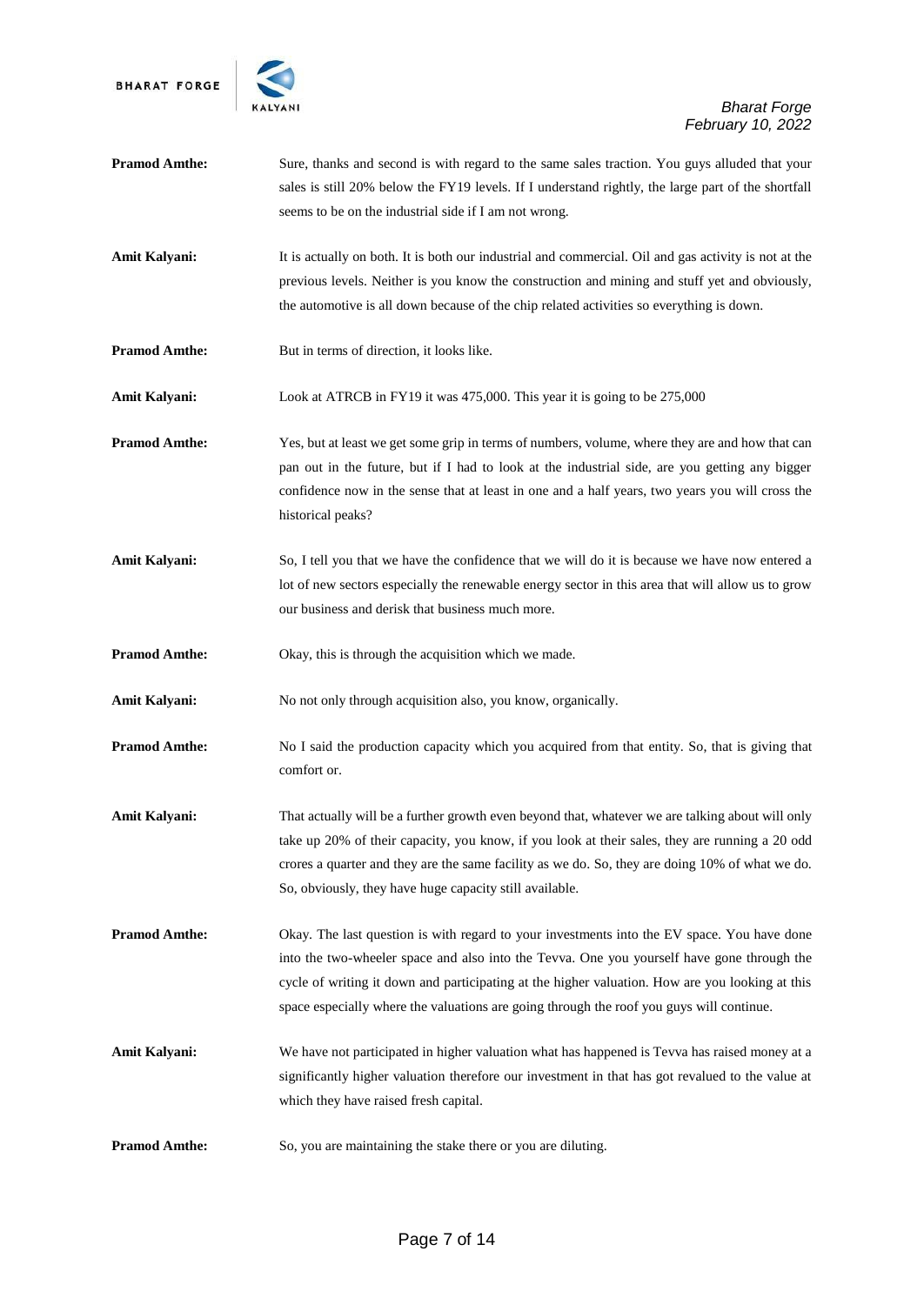**Pramod Amthe:** Sure, thanks and second is with regard to the same sales traction. You guys alluded that your sales is still 20% below the FY19 levels. If I understand rightly, the large part of the shortfall seems to be on the industrial side if I am not wrong.

**Amit Kalyani:** It is actually on both. It is both our industrial and commercial. Oil and gas activity is not at the previous levels. Neither is you know the construction and mining and stuff yet and obviously, the automotive is all down because of the chip related activities so everything is down.

**Pramod Amthe:** But in terms of direction, it looks like.

**Amit Kalyani:** Look at ATRCB in FY19 it was 475,000. This year it is going to be 275,000

**Pramod Amthe:** Yes, but at least we get some grip in terms of numbers, volume, where they are and how that can pan out in the future, but if I had to look at the industrial side, are you getting any bigger confidence now in the sense that at least in one and a half years, two years you will cross the historical peaks?

**Amit Kalyani:** So, I tell you that we have the confidence that we will do it is because we have now entered a lot of new sectors especially the renewable energy sector in this area that will allow us to grow our business and derisk that business much more.

**Pramod Amthe:** Okay, this is through the acquisition which we made.

**Amit Kalyani:** No not only through acquisition also, you know, organically.

**Pramod Amthe:** No I said the production capacity which you acquired from that entity. So, that is giving that comfort or.

**Amit Kalyani:** That actually will be a further growth even beyond that, whatever we are talking about will only take up 20% of their capacity, you know, if you look at their sales, they are running a 20 odd crores a quarter and they are the same facility as we do. So, they are doing 10% of what we do. So, obviously, they have huge capacity still available.

**Pramod Amthe:** Okay. The last question is with regard to your investments into the EV space. You have done into the two-wheeler space and also into the Tevva. One you yourself have gone through the cycle of writing it down and participating at the higher valuation. How are you looking at this space especially where the valuations are going through the roof you guys will continue.

**Amit Kalyani:** We have not participated in higher valuation what has happened is Tevva has raised money at a significantly higher valuation therefore our investment in that has got revalued to the value at which they have raised fresh capital.

**Pramod Amthe:** So, you are maintaining the stake there or you are diluting.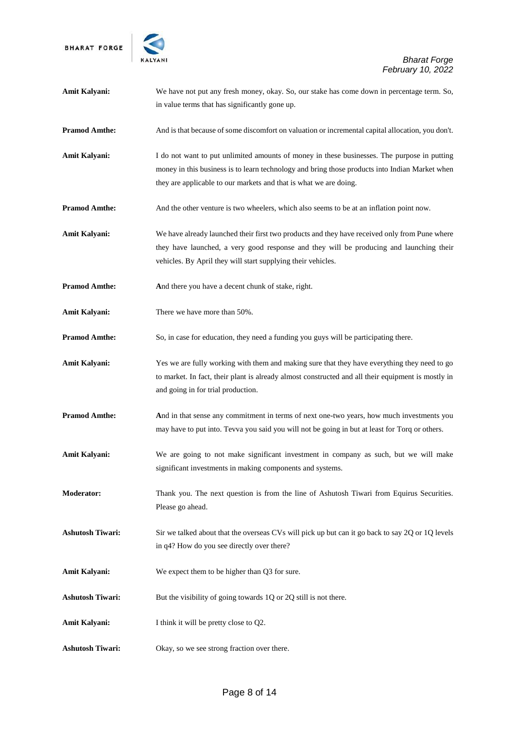**Amit Kalyani:** We have not put any fresh money, okay. So, our stake has come down in percentage term. So, in value terms that has significantly gone up.

**Pramod Amthe:** And is that because of some discomfort on valuation or incremental capital allocation, you don't.

**Amit Kalyani:** I do not want to put unlimited amounts of money in these businesses. The purpose in putting money in this business is to learn technology and bring those products into Indian Market when they are applicable to our markets and that is what we are doing.

**Pramod Amthe:** And the other venture is two wheelers, which also seems to be at an inflation point now.

**Amit Kalyani:** We have already launched their first two products and they have received only from Pune where they have launched, a very good response and they will be producing and launching their vehicles. By April they will start supplying their vehicles.

**Pramod Amthe:** And there you have a decent chunk of stake, right.

**Amit Kalyani:** There we have more than 50%.

**Pramod Amthe:** So, in case for education, they need a funding you guys will be participating there.

**Amit Kalyani:** Yes we are fully working with them and making sure that they have everything they need to go to market. In fact, their plant is already almost constructed and all their equipment is mostly in and going in for trial production.

**Pramod Amthe:** And in that sense any commitment in terms of next one-two years, how much investments you may have to put into. Tevva you said you will not be going in but at least for Torq or others.

**Amit Kalyani:** We are going to not make significant investment in company as such, but we will make significant investments in making components and systems.

**Moderator:** Thank you. The next question is from the line of Ashutosh Tiwari from Equirus Securities. Please go ahead.

**Ashutosh Tiwari:** Sir we talked about that the overseas CVs will pick up but can it go back to say 2Q or 1Q levels in q4? How do you see directly over there?

**Amit Kalyani:** We expect them to be higher than Q3 for sure.

**Ashutosh Tiwari:** But the visibility of going towards 1Q or 2Q still is not there.

**Amit Kalyani:** I think it will be pretty close to Q2.

**Ashutosh Tiwari:** Okay, so we see strong fraction over there.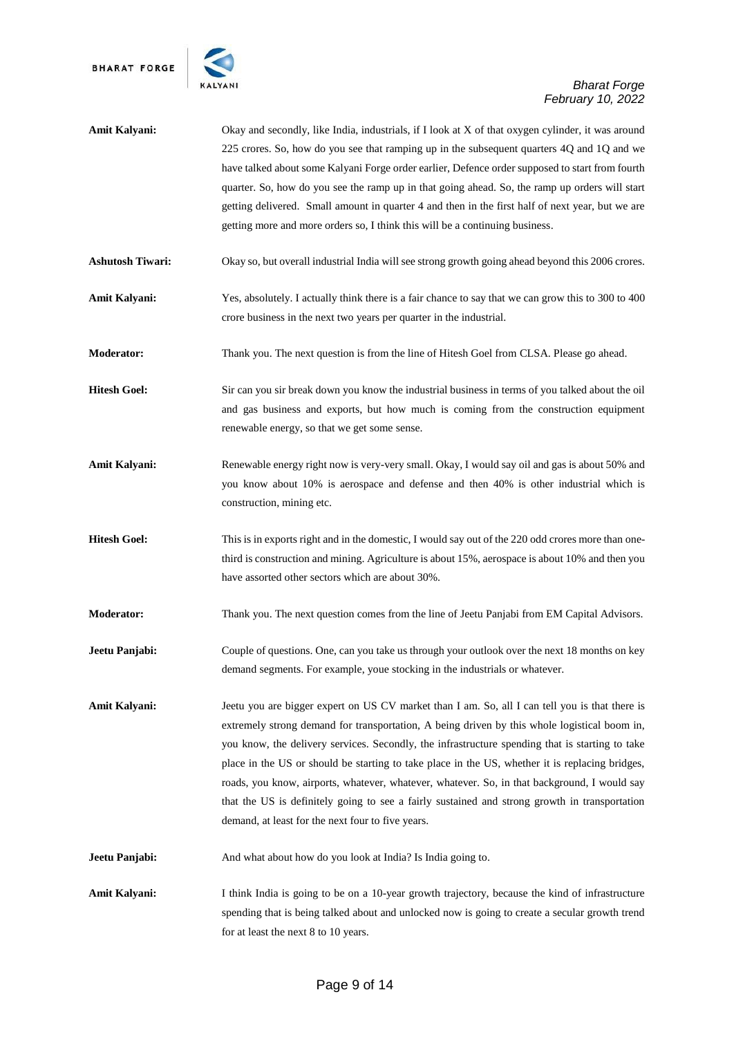**Amit Kalyani:** Okay and secondly, like India, industrials, if I look at X of that oxygen cylinder, it was around 225 crores. So, how do you see that ramping up in the subsequent quarters 4Q and 1Q and we have talked about some Kalyani Forge order earlier, Defence order supposed to start from fourth quarter. So, how do you see the ramp up in that going ahead. So, the ramp up orders will start getting delivered. Small amount in quarter 4 and then in the first half of next year, but we are getting more and more orders so, I think this will be a continuing business.

**Ashutosh Tiwari:** Okay so, but overall industrial India will see strong growth going ahead beyond this 2006 crores.

**Amit Kalyani:** Yes, absolutely. I actually think there is a fair chance to say that we can grow this to 300 to 400 crore business in the next two years per quarter in the industrial.

**Moderator:** Thank you. The next question is from the line of Hitesh Goel from CLSA. Please go ahead.

**Hitesh Goel:** Sir can you sir break down you know the industrial business in terms of you talked about the oil and gas business and exports, but how much is coming from the construction equipment renewable energy, so that we get some sense.

**Amit Kalyani:** Renewable energy right now is very-very small. Okay, I would say oil and gas is about 50% and you know about 10% is aerospace and defense and then 40% is other industrial which is construction, mining etc.

**Hitesh Goel:** This is in exports right and in the domestic, I would say out of the 220 odd crores more than one-third is construction and mining. Agriculture is about 15%, aerospace is about 10% and then you have assorted other sectors which are about 30%.

**Moderator:** Thank you. The next question comes from the line of Jeetu Panjabi from EM Capital Advisors.

**Jeetu Panjabi:** Couple of questions. One, can you take us through your outlook over the next 18 months on key demand segments. For example, youe stocking in the industrials or whatever.

**Amit Kalyani:** Jeetu you are bigger expert on US CV market than I am. So, all I can tell you is that there is extremely strong demand for transportation, A being driven by this whole logistical boom in, you know, the delivery services. Secondly, the infrastructure spending that is starting to take place in the US or should be starting to take place in the US, whether it is replacing bridges, roads, you know, airports, whatever, whatever, whatever. So, in that background, I would say that the US is definitely going to see a fairly sustained and strong growth in transportation demand, at least for the next four to five years.

**Jeetu Panjabi:** And what about how do you look at India? Is India going to.

**Amit Kalyani:** I think India is going to be on a 10-year growth trajectory, because the kind of infrastructure spending that is being talked about and unlocked now is going to create a secular growth trend for at least the next 8 to 10 years.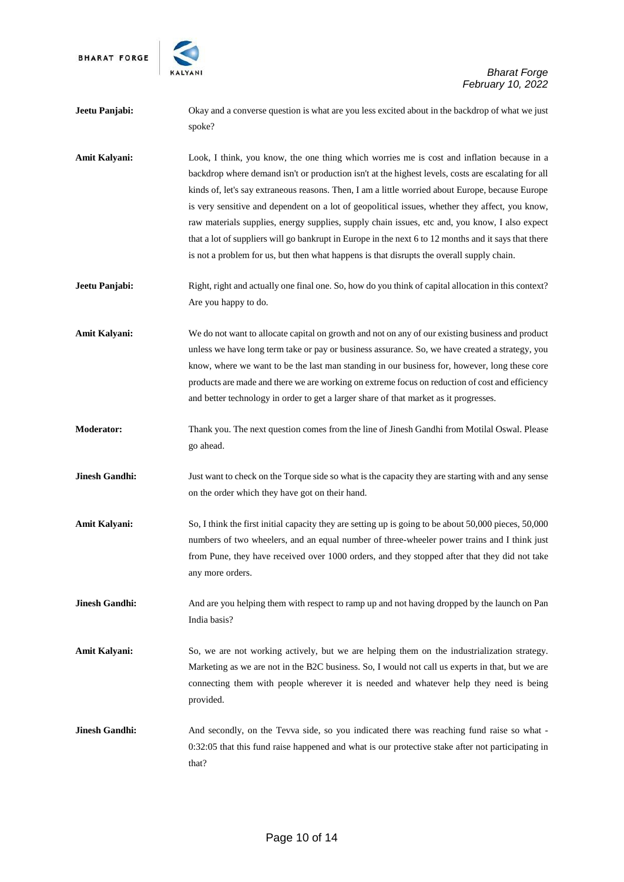**Jeetu Panjabi:** Okay and a converse question is what are you less excited about in the backdrop of what we just spoke?

**Amit Kalyani:** Look, I think, you know, the one thing which worries me is cost and inflation because in a backdrop where demand isn't or production isn't at the highest levels, costs are escalating for all kinds of, let's say extraneous reasons. Then, I am a little worried about Europe, because Europe is very sensitive and dependent on a lot of geopolitical issues, whether they affect, you know, raw materials supplies, energy supplies, supply chain issues, etc and, you know, I also expect that a lot of suppliers will go bankrupt in Europe in the next 6 to 12 months and it says that there is not a problem for us, but then what happens is that disrupts the overall supply chain.

**Jeetu Panjabi:** Right, right and actually one final one. So, how do you think of capital allocation in this context? Are you happy to do.

**Amit Kalyani:** We do not want to allocate capital on growth and not on any of our existing business and product unless we have long term take or pay or business assurance. So, we have created a strategy, you know, where we want to be the last man standing in our business for, however, long these core products are made and there we are working on extreme focus on reduction of cost and efficiency and better technology in order to get a larger share of that market as it progresses.

**Moderator:** Thank you. The next question comes from the line of Jinesh Gandhi from Motilal Oswal. Please go ahead.

**Jinesh Gandhi:** Just want to check on the Torque side so what is the capacity they are starting with and any sense on the order which they have got on their hand.

**Amit Kalyani:** So, I think the first initial capacity they are setting up is going to be about 50,000 pieces, 50,000 numbers of two wheelers, and an equal number of three-wheeler power trains and I think just from Pune, they have received over 1000 orders, and they stopped after that they did not take any more orders.

**Jinesh Gandhi:** And are you helping them with respect to ramp up and not having dropped by the launch on Pan India basis?

**Amit Kalyani:** So, we are not working actively, but we are helping them on the industrialization strategy. Marketing as we are not in the B2C business. So, I would not call us experts in that, but we are connecting them with people wherever it is needed and whatever help they need is being provided.

**Jinesh Gandhi:** And secondly, on the Tevva side, so you indicated there was reaching fund raise so what - 0:32:05 that this fund raise happened and what is our protective stake after not participating in that?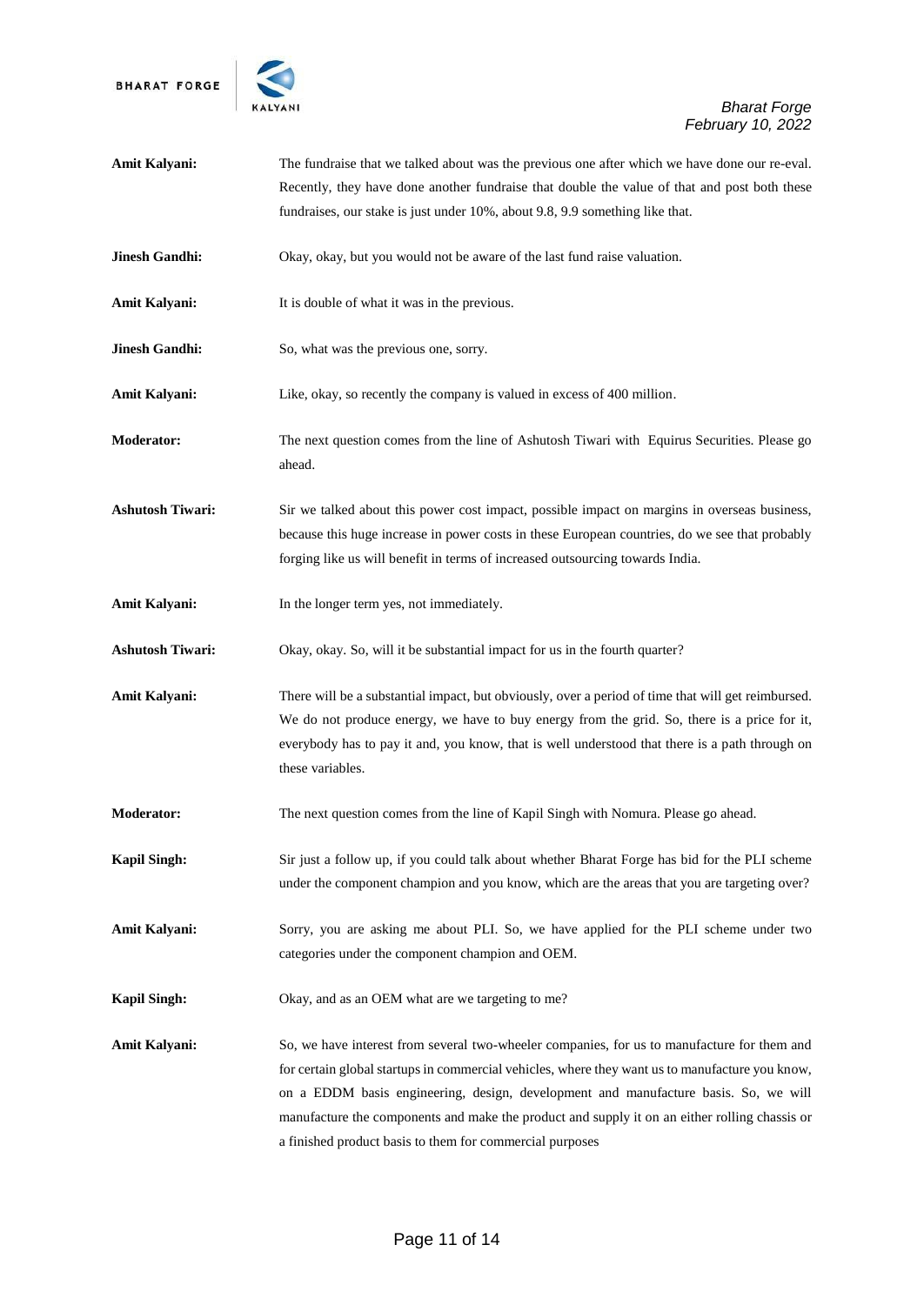**Amit Kalyani:** The fundraise that we talked about was the previous one after which we have done our re-eval. Recently, they have done another fundraise that double the value of that and post both these fundraises, our stake is just under 10%, about 9.8, 9.9 something like that.

**Jinesh Gandhi:** Okay, okay, but you would not be aware of the last fund raise valuation.

**Amit Kalyani:** It is double of what it was in the previous.

**Jinesh Gandhi:** So, what was the previous one, sorry.

**Amit Kalyani:** Like, okay, so recently the company is valued in excess of 400 million.

**Moderator:** The next question comes from the line of Ashutosh Tiwari with Equirus Securities. Please go ahead.

**Ashutosh Tiwari:** Sir we talked about this power cost impact, possible impact on margins in overseas business, because this huge increase in power costs in these European countries, do we see that probably forging like us will benefit in terms of increased outsourcing towards India.

**Amit Kalyani:** In the longer term yes, not immediately.

**Ashutosh Tiwari:** Okay, okay. So, will it be substantial impact for us in the fourth quarter?

**Amit Kalyani:** There will be a substantial impact, but obviously, over a period of time that will get reimbursed. We do not produce energy, we have to buy energy from the grid. So, there is a price for it, everybody has to pay it and, you know, that is well understood that there is a path through on these variables.

**Moderator:** The next question comes from the line of Kapil Singh with Nomura. Please go ahead.

**Kapil Singh:** Sir just a follow up, if you could talk about whether Bharat Forge has bid for the PLI scheme under the component champion and you know, which are the areas that you are targeting over?

**Amit Kalyani:** Sorry, you are asking me about PLI. So, we have applied for the PLI scheme under two categories under the component champion and OEM.

**Kapil Singh:** Okay, and as an OEM what are we targeting to me?

**Amit Kalyani:** So, we have interest from several two-wheeler companies, for us to manufacture for them and for certain global startups in commercial vehicles, where they want us to manufacture you know, on a EDDM basis engineering, design, development and manufacture basis. So, we will manufacture the components and make the product and supply it on an either rolling chassis or a finished product basis to them for commercial purposes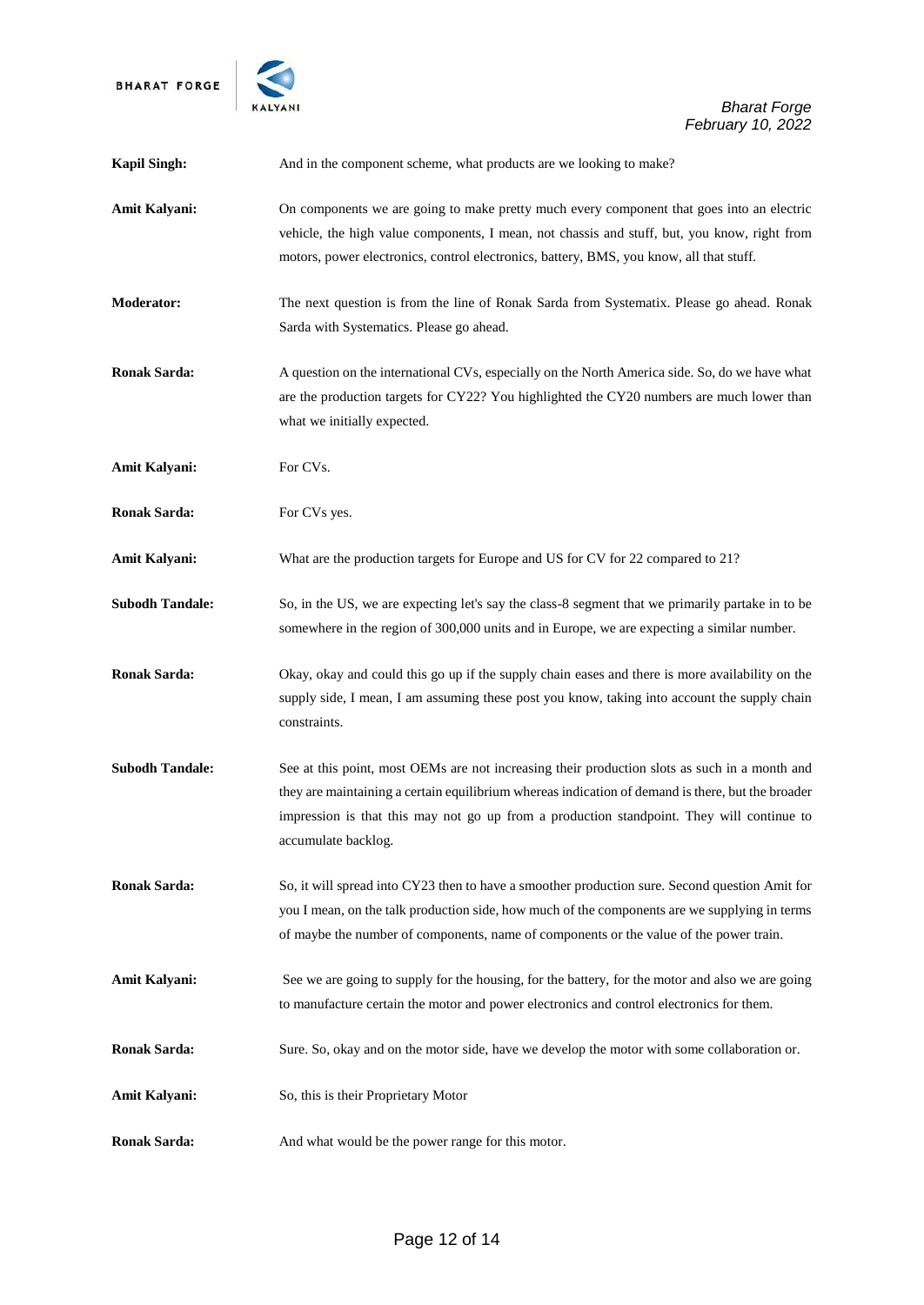**Kapil Singh:** And in the component scheme, what products are we looking to make?

**Amit Kalyani:** On components we are going to make pretty much every component that goes into an electric vehicle, the high value components, I mean, not chassis and stuff, but, you know, right from motors, power electronics, control electronics, battery, BMS, you know, all that stuff.

**Moderator:** The next question is from the line of Ronak Sarda from Systematix. Please go ahead. Ronak Sarda with Systematics. Please go ahead.

**Ronak Sarda:** A question on the international CVs, especially on the North America side. So, do we have what are the production targets for CY22? You highlighted the CY20 numbers are much lower than what we initially expected.

**Amit Kalyani:** For CVs.

**Ronak Sarda:** For CVs yes.

**Amit Kalyani:** What are the production targets for Europe and US for CV for 22 compared to 21?

**Subodh Tandale:** So, in the US, we are expecting let's say the class-8 segment that we primarily partake in to be somewhere in the region of 300,000 units and in Europe, we are expecting a similar number.

**Ronak Sarda:** Okay, okay and could this go up if the supply chain eases and there is more availability on the supply side, I mean, I am assuming these post you know, taking into account the supply chain constraints.

**Subodh Tandale:** See at this point, most OEMs are not increasing their production slots as such in a month and they are maintaining a certain equilibrium whereas indication of demand is there, but the broader impression is that this may not go up from a production standpoint. They will continue to accumulate backlog.

**Ronak Sarda:** So, it will spread into CY23 then to have a smoother production sure. Second question Amit for you I mean, on the talk production side, how much of the components are we supplying in terms of maybe the number of components, name of components or the value of the power train.

**Amit Kalyani:** See we are going to supply for the housing, for the battery, for the motor and also we are going to manufacture certain the motor and power electronics and control electronics for them.

**Ronak Sarda:** Sure. So, okay and on the motor side, have we develop the motor with some collaboration or.

**Amit Kalyani:** So, this is their Proprietary Motor

**Ronak Sarda:** And what would be the power range for this motor.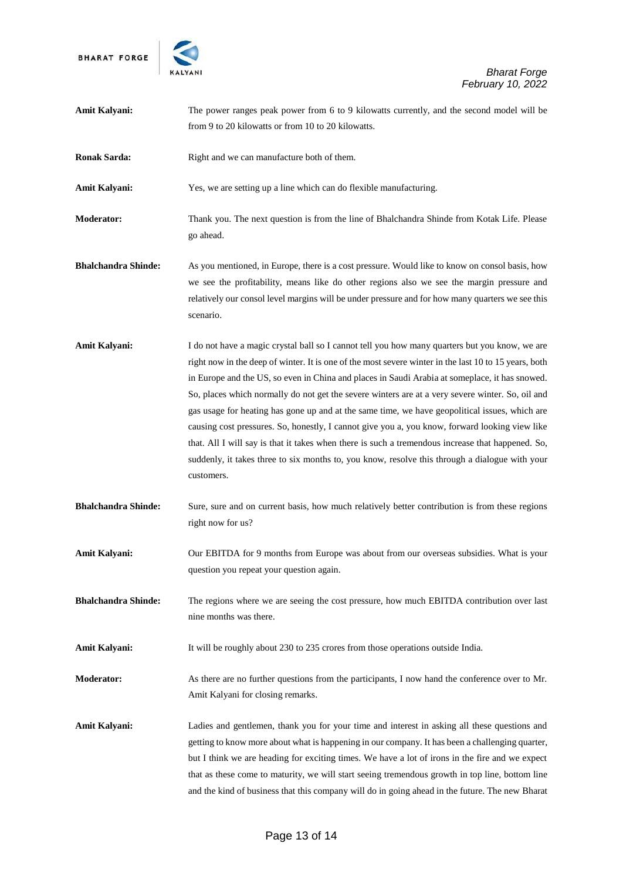**Amit Kalyani:** The power ranges peak power from 6 to 9 kilowatts currently, and the second model will be from 9 to 20 kilowatts or from 10 to 20 kilowatts.

**Ronak Sarda:** Right and we can manufacture both of them.

**Amit Kalyani:** Yes, we are setting up a line which can do flexible manufacturing.

**Moderator:** Thank you. The next question is from the line of Bhalchandra Shinde from Kotak Life. Please go ahead.

**Bhalchandra Shinde:** As you mentioned, in Europe, there is a cost pressure. Would like to know on consol basis, how we see the profitability, means like do other regions also we see the margin pressure and relatively our consol level margins will be under pressure and for how many quarters we see this scenario.

**Amit Kalyani:** I do not have a magic crystal ball so I cannot tell you how many quarters but you know, we are right now in the deep of winter. It is one of the most severe winter in the last 10 to 15 years, both in Europe and the US, so even in China and places in Saudi Arabia at someplace, it has snowed. So, places which normally do not get the severe winters are at a very severe winter. So, oil and gas usage for heating has gone up and at the same time, we have geopolitical issues, which are causing cost pressures. So, honestly, I cannot give you a, you know, forward looking view like that. All I will say is that it takes when there is such a tremendous increase that happened. So, suddenly, it takes three to six months to, you know, resolve this through a dialogue with your customers.

**Bhalchandra Shinde:** Sure, sure and on current basis, how much relatively better contribution is from these regions right now for us?

**Amit Kalyani:** Our EBITDA for 9 months from Europe was about from our overseas subsidies. What is your question you repeat your question again.

**Bhalchandra Shinde:** The regions where we are seeing the cost pressure, how much EBITDA contribution over last nine months was there.

**Amit Kalyani:** It will be roughly about 230 to 235 crores from those operations outside India.

**Moderator:** As there are no further questions from the participants, I now hand the conference over to Mr. Amit Kalyani for closing remarks.

**Amit Kalyani:** Ladies and gentlemen, thank you for your time and interest in asking all these questions and getting to know more about what is happening in our company. It has been a challenging quarter, but I think we are heading for exciting times. We have a lot of irons in the fire and we expect that as these come to maturity, we will start seeing tremendous growth in top line, bottom line and the kind of business that this company will do in going ahead in the future. The new Bharat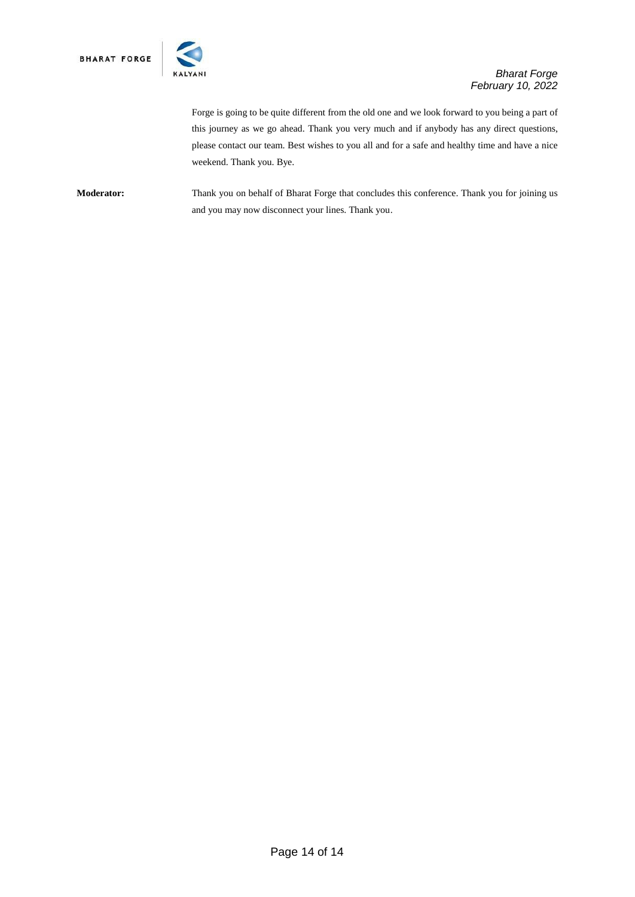Forge is going to be quite different from the old one and we look forward to you being a part of this journey as we go ahead. Thank you very much and if anybody has any direct questions, please contact our team. Best wishes to you all and for a safe and healthy time and have a nice weekend. Thank you. Bye.

**Moderator:** Thank you on behalf of Bharat Forge that concludes this conference. Thank you for joining us and you may now disconnect your lines. Thank you.